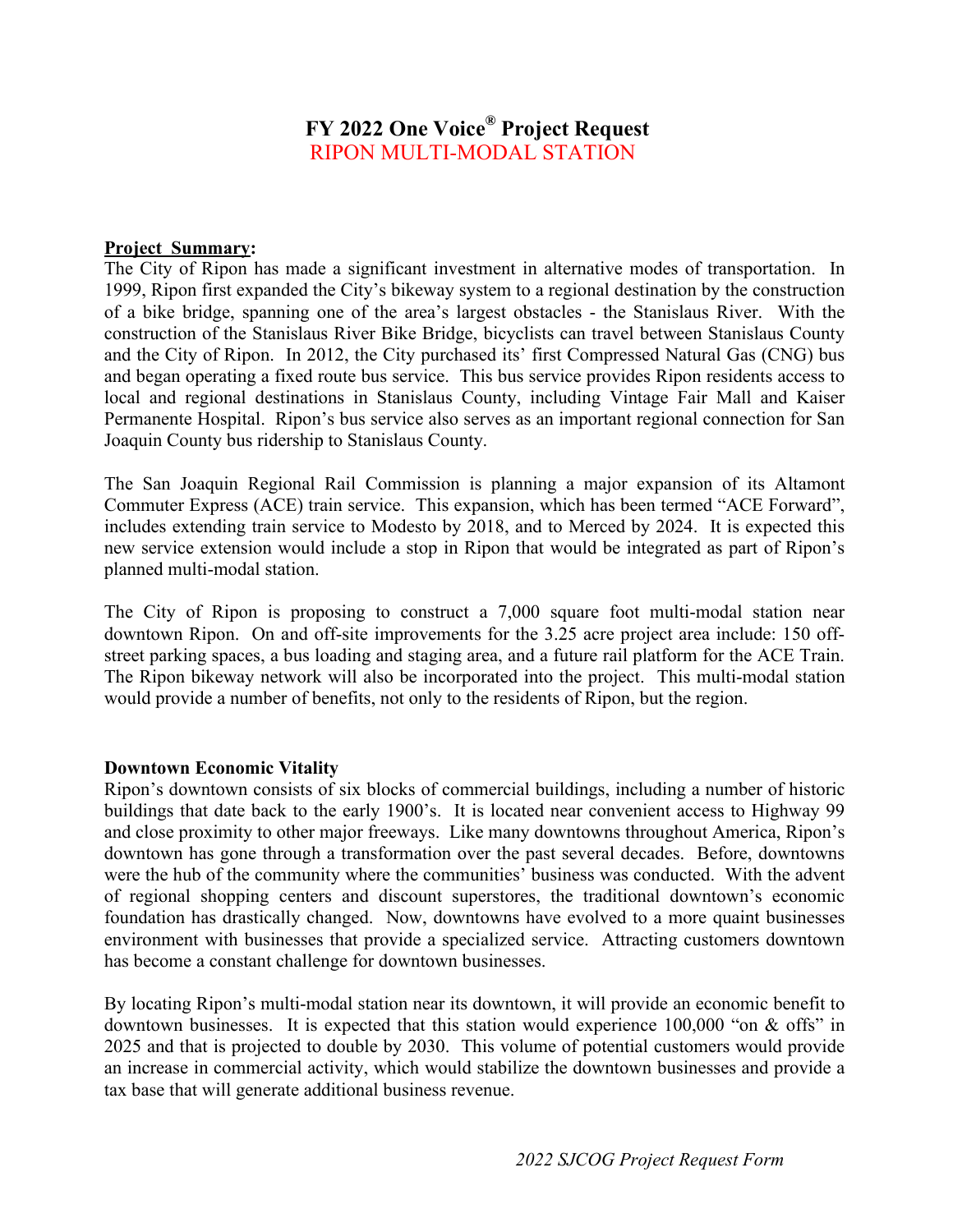# FY 2022 One Voice® Project Request

## RIPON MULTI-MODAL STATION

**Project Summary:**

The City of Ripon has made a significant investment in alternative modes of transportation. In 1999, Ripon first expanded the City's bikeway system to a regional destination by the construction of a bike bridge, spanning one of the area's largest obstacles - the Stanislaus River. With the construction of the Stanislaus River Bike Bridge, bicyclists can travel between Stanislaus County and the City of Ripon. In 2012, the City purchased its' first Compressed Natural Gas (CNG) bus and began operating a fixed route bus service. This bus service provides Ripon residents access to local and regional destinations in Stanislaus County, including Vintage Fair Mall and Kaiser Permanente Hospital. Ripon's bus service also serves as an important regional connection for San Joaquin County bus ridership to Stanislaus County.

The San Joaquin Regional Rail Commission is planning a major expansion of its Altamont Commuter Express (ACE) train service. This expansion, which has been termed "ACE Forward", includes extending train service to Modesto by 2018, and to Merced by 2024. It is expected this new service extension would include a stop in Ripon that would be integrated as part of Ripon's planned multi-modal station.

The City of Ripon is proposing to construct a 7,000 square foot multi-modal station near downtown Ripon. On and off-site improvements for the 3.25 acre project area include: 150 off-street parking spaces, a bus loading and staging area, and a future rail platform for the ACE Train. The Ripon bikeway network will also be incorporated into the project. This multi-modal station would provide a number of benefits, not only to the residents of Ripon, but the region.

**Downtown Economic Vitality**

Ripon's downtown consists of six blocks of commercial buildings, including a number of historic buildings that date back to the early 1900's. It is located near convenient access to Highway 99 and close proximity to other major freeways. Like many downtowns throughout America, Ripon's downtown has gone through a transformation over the past several decades. Before, downtowns were the hub of the community where the communities' business was conducted. With the advent of regional shopping centers and discount superstores, the traditional downtown's economic foundation has drastically changed. Now, downtowns have evolved to a more quaint businesses environment with businesses that provide a specialized service. Attracting customers downtown has become a constant challenge for downtown businesses.

By locating Ripon's multi-modal station near its downtown, it will provide an economic benefit to downtown businesses. It is expected that this station would experience 100,000 "on & offs" in 2025 and that is projected to double by 2030. This volume of potential customers would provide an increase in commercial activity, which would stabilize the downtown businesses and provide a tax base that will generate additional business revenue.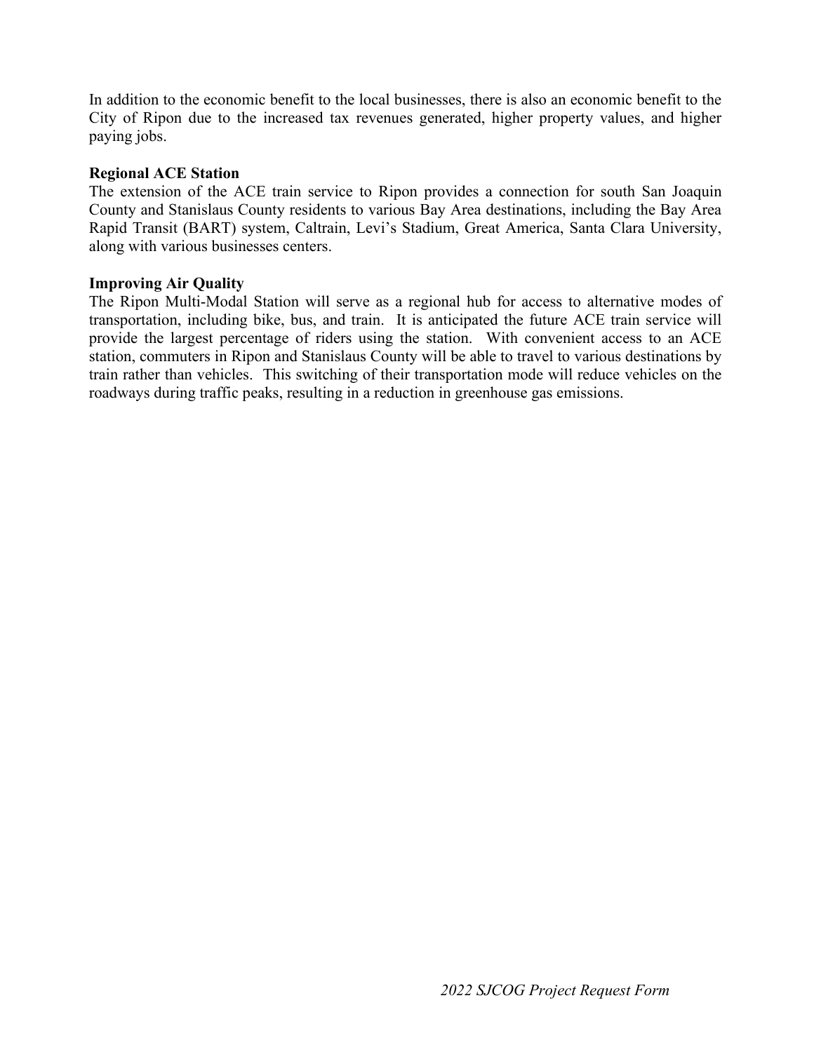In addition to the economic benefit to the local businesses, there is also an economic benefit to the City of Ripon due to the increased tax revenues generated, higher property values, and higher paying jobs.

**Regional ACE Station**

The extension of the ACE train service to Ripon provides a connection for south San Joaquin County and Stanislaus County residents to various Bay Area destinations, including the Bay Area Rapid Transit (BART) system, Caltrain, Levi's Stadium, Great America, Santa Clara University, along with various businesses centers.

**Improving Air Quality**

The Ripon Multi-Modal Station will serve as a regional hub for access to alternative modes of transportation, including bike, bus, and train. It is anticipated the future ACE train service will provide the largest percentage of riders using the station. With convenient access to an ACE station, commuters in Ripon and Stanislaus County will be able to travel to various destinations by train rather than vehicles. This switching of their transportation mode will reduce vehicles on the roadways during traffic peaks, resulting in a reduction in greenhouse gas emissions.